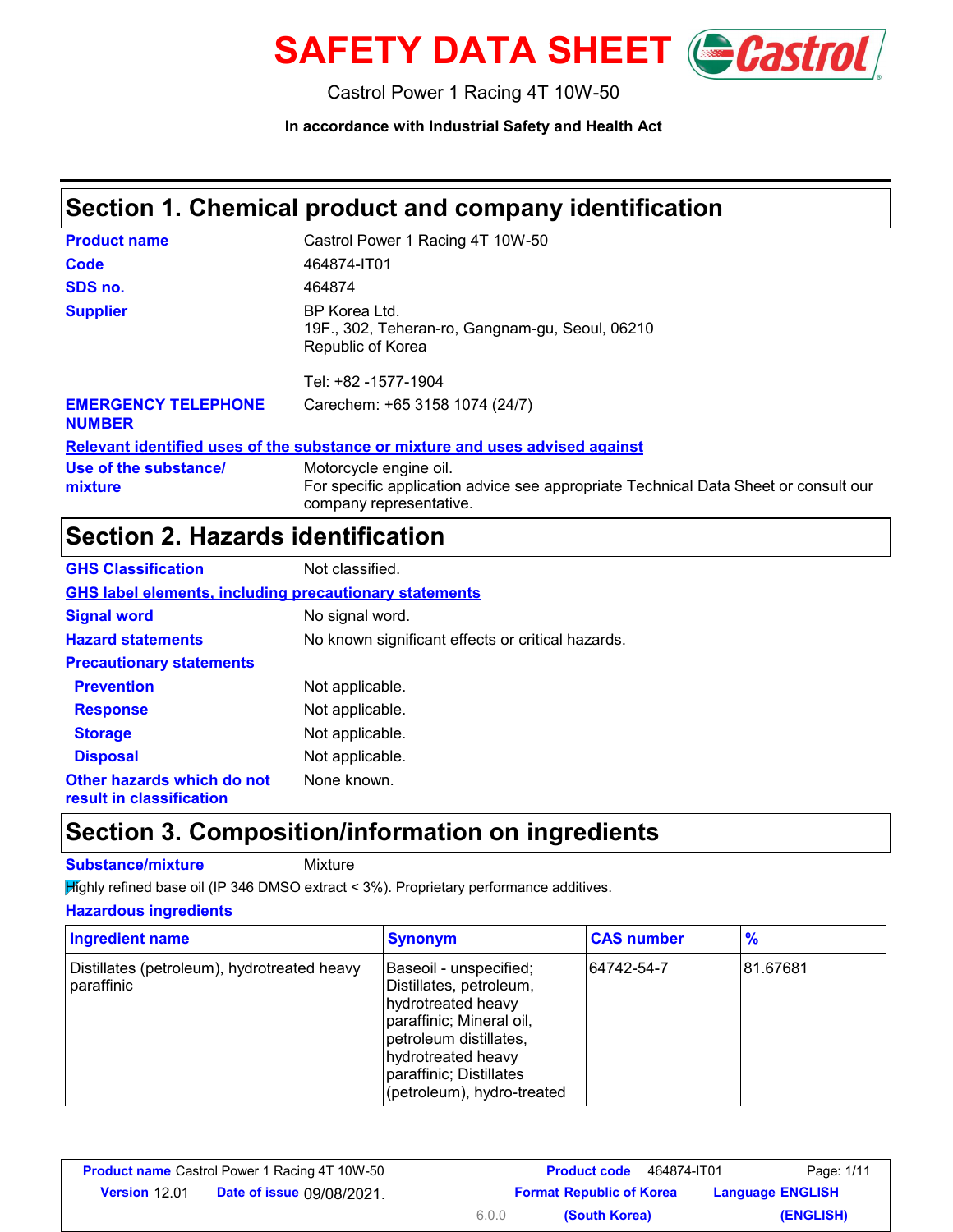# SAFETY DATA SHEET

Castrol Power 1 Racing 4T 10W-50

**In accordance with Industrial Safety and Health Act**

## Section 1. Chemical product and company identification

| | |
|---|---|
| **Product name** | Castrol Power 1 Racing 4T 10W-50 |
| **Code** | 464874-IT01 |
| **SDS no.** | 464874 |
| **Supplier** | BP Korea Ltd.<br>19F., 302, Teheran-ro, Gangnam-gu, Seoul, 06210<br>Republic of Korea<br><br>Tel: +82 -1577-1904 |
| **EMERGENCY TELEPHONE NUMBER** | Carechem: +65 3158 1074 (24/7) |

**Relevant identified uses of the substance or mixture and uses advised against**

| | |
|---|---|
| **Use of the substance/ mixture** | Motorcycle engine oil.<br>For specific application advice see appropriate Technical Data Sheet or consult our company representative. |

## Section 2. Hazards identification

| | |
|---|---|
| **GHS Classification** | Not classified. |

**GHS label elements, including precautionary statements**

| | |
|---|---|
| **Signal word** | No signal word. |
| **Hazard statements** | No known significant effects or critical hazards. |
| **Precautionary statements** | |
| **Prevention** | Not applicable. |
| **Response** | Not applicable. |
| **Storage** | Not applicable. |
| **Disposal** | Not applicable. |
| **Other hazards which do not result in classification** | None known. |

## Section 3. Composition/information on ingredients

**Substance/mixture** Mixture

Highly refined base oil (IP 346 DMSO extract < 3%). Proprietary performance additives.

**Hazardous ingredients**

| Ingredient name | Synonym | CAS number | % |
|---|---|---|---|
| Distillates (petroleum), hydrotreated heavy paraffinic | Baseoil - unspecified; Distillates, petroleum, hydrotreated heavy paraffinic; Mineral oil, petroleum distillates, hydrotreated heavy paraffinic; Distillates (petroleum), hydro-treated | 64742-54-7 | 81.67681 |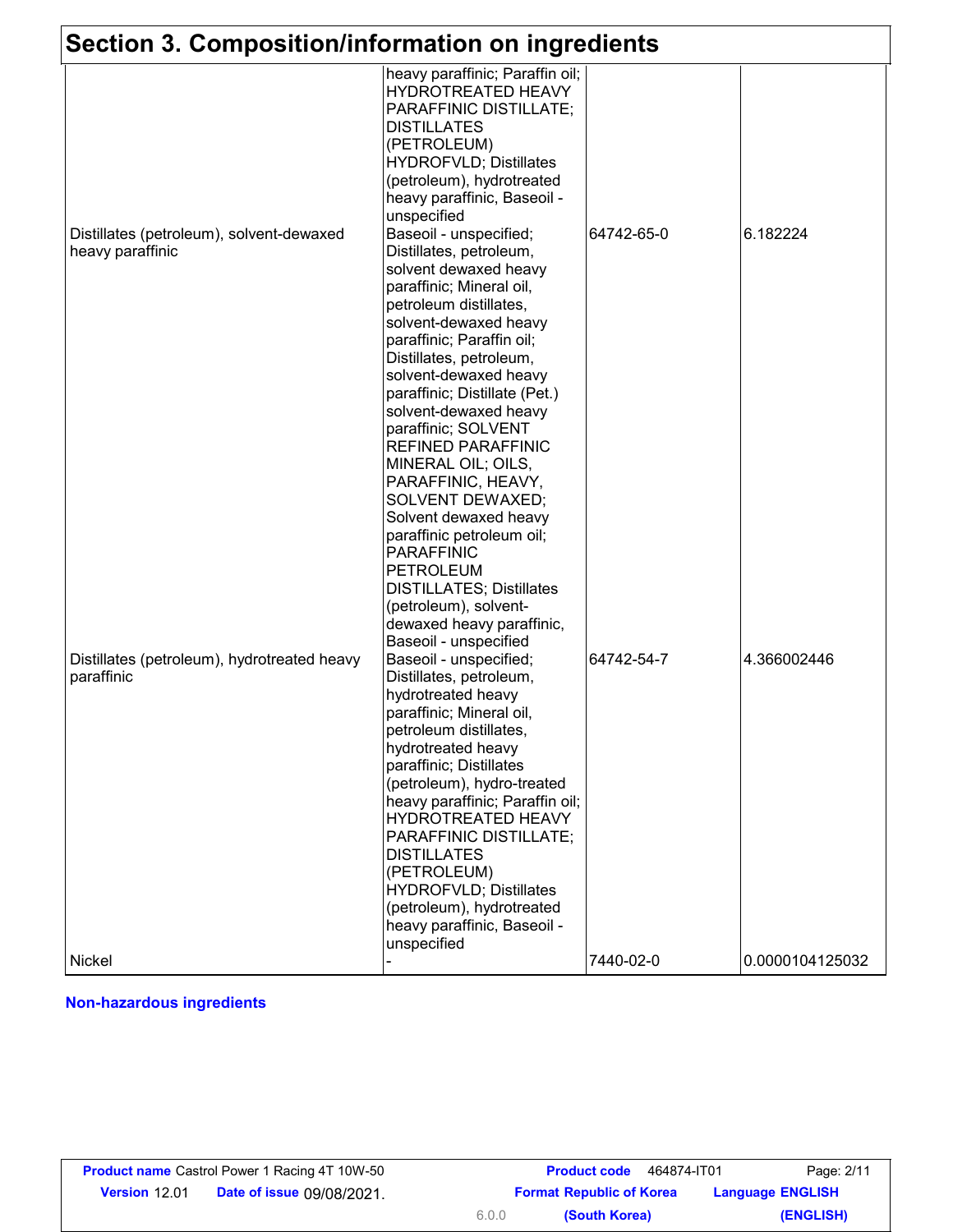## Section 3. Composition/information on ingredients

| | | | |
|---|---|---|---|
| | heavy paraffinic; Paraffin oil; HYDROTREATED HEAVY PARAFFINIC DISTILLATE; DISTILLATES (PETROLEUM) HYDROFVLD; Distillates (petroleum), hydrotreated heavy paraffinic, Baseoil - unspecified | | |
| Distillates (petroleum), solvent-dewaxed heavy paraffinic | Baseoil - unspecified; Distillates, petroleum, solvent dewaxed heavy paraffinic; Mineral oil, petroleum distillates, solvent-dewaxed heavy paraffinic; Paraffin oil; Distillates, petroleum, solvent-dewaxed heavy paraffinic; Distillate (Pet.) solvent-dewaxed heavy paraffinic; SOLVENT REFINED PARAFFINIC MINERAL OIL; OILS, PARAFFINIC, HEAVY, SOLVENT DEWAXED; Solvent dewaxed heavy paraffinic petroleum oil; PARAFFINIC PETROLEUM DISTILLATES; Distillates (petroleum), solvent-dewaxed heavy paraffinic, Baseoil - unspecified | 64742-65-0 | 6.182224 |
| Distillates (petroleum), hydrotreated heavy paraffinic | Baseoil - unspecified; Distillates, petroleum, hydrotreated heavy paraffinic; Mineral oil, petroleum distillates, hydrotreated heavy paraffinic; Distillates (petroleum), hydro-treated heavy paraffinic; Paraffin oil; HYDROTREATED HEAVY PARAFFINIC DISTILLATE; DISTILLATES (PETROLEUM) HYDROFVLD; Distillates (petroleum), hydrotreated heavy paraffinic, Baseoil - unspecified | 64742-54-7 | 4.366002446 |
| Nickel | - | 7440-02-0 | 0.0000104125032 |

**Non-hazardous ingredients**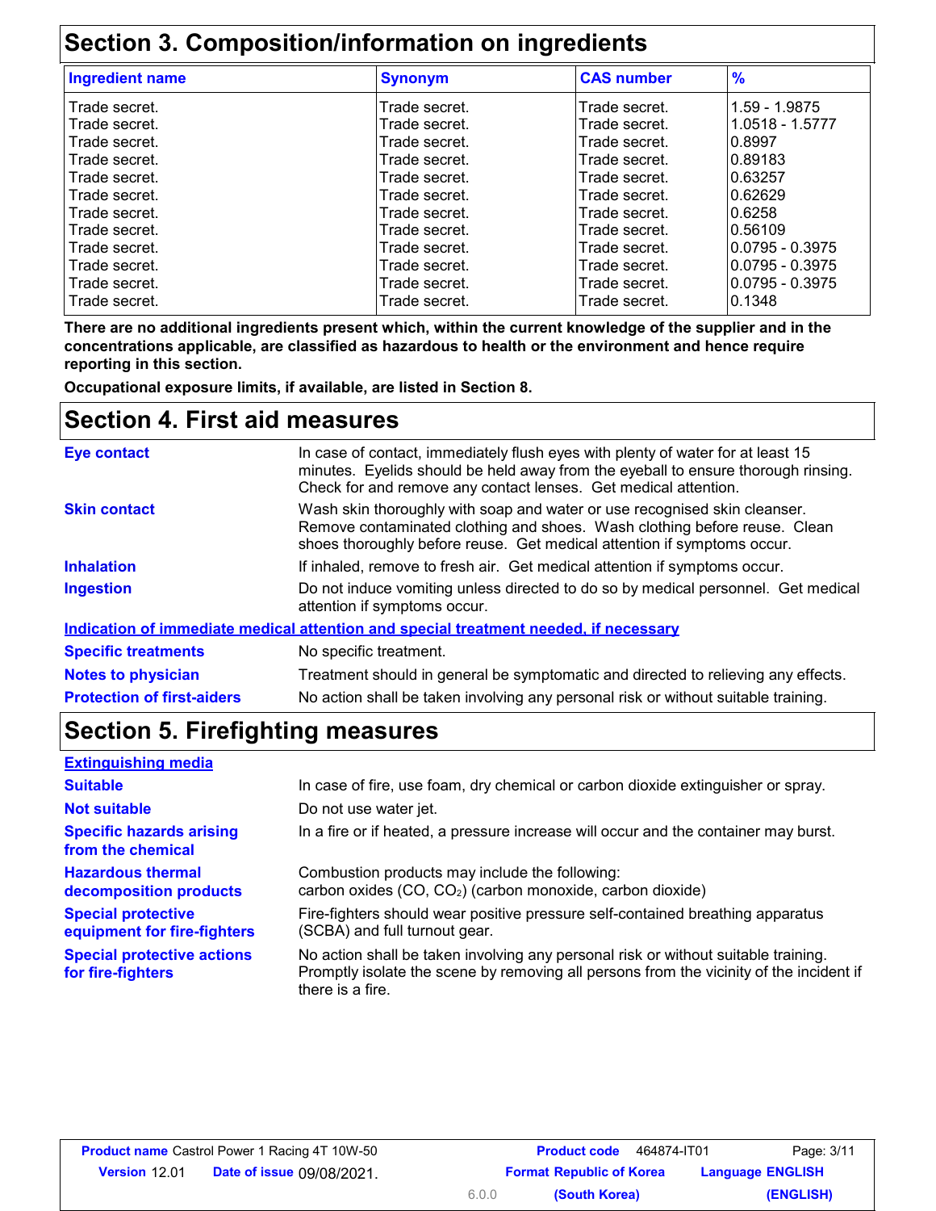## Section 3. Composition/information on ingredients

| Ingredient name | Synonym | CAS number | % |
|---|---|---|---|
| Trade secret. | Trade secret. | Trade secret. | 1.59 - 1.9875 |
| Trade secret. | Trade secret. | Trade secret. | 1.0518 - 1.5777 |
| Trade secret. | Trade secret. | Trade secret. | 0.8997 |
| Trade secret. | Trade secret. | Trade secret. | 0.89183 |
| Trade secret. | Trade secret. | Trade secret. | 0.63257 |
| Trade secret. | Trade secret. | Trade secret. | 0.62629 |
| Trade secret. | Trade secret. | Trade secret. | 0.6258 |
| Trade secret. | Trade secret. | Trade secret. | 0.56109 |
| Trade secret. | Trade secret. | Trade secret. | 0.0795 - 0.3975 |
| Trade secret. | Trade secret. | Trade secret. | 0.0795 - 0.3975 |
| Trade secret. | Trade secret. | Trade secret. | 0.0795 - 0.3975 |
| Trade secret. | Trade secret. | Trade secret. | 0.1348 |

**There are no additional ingredients present which, within the current knowledge of the supplier and in the concentrations applicable, are classified as hazardous to health or the environment and hence require reporting in this section.**

**Occupational exposure limits, if available, are listed in Section 8.**

## Section 4. First aid measures

**Eye contact** In case of contact, immediately flush eyes with plenty of water for at least 15 minutes. Eyelids should be held away from the eyeball to ensure thorough rinsing. Check for and remove any contact lenses. Get medical attention.

**Skin contact** Wash skin thoroughly with soap and water or use recognised skin cleanser. Remove contaminated clothing and shoes. Wash clothing before reuse. Clean shoes thoroughly before reuse. Get medical attention if symptoms occur.

**Inhalation** If inhaled, remove to fresh air. Get medical attention if symptoms occur.

**Ingestion** Do not induce vomiting unless directed to do so by medical personnel. Get medical attention if symptoms occur.

### Indication of immediate medical attention and special treatment needed, if necessary

**Specific treatments** No specific treatment.

**Notes to physician** Treatment should in general be symptomatic and directed to relieving any effects.

**Protection of first-aiders** No action shall be taken involving any personal risk or without suitable training.

## Section 5. Firefighting measures

### Extinguishing media

**Suitable** In case of fire, use foam, dry chemical or carbon dioxide extinguisher or spray.

**Not suitable** Do not use water jet.

**Specific hazards arising from the chemical** In a fire or if heated, a pressure increase will occur and the container may burst.

**Hazardous thermal decomposition products** Combustion products may include the following:
carbon oxides ($CO$, $CO_2$) (carbon monoxide, carbon dioxide)

**Special protective equipment for fire-fighters** Fire-fighters should wear positive pressure self-contained breathing apparatus (SCBA) and full turnout gear.

**Special protective actions for fire-fighters** No action shall be taken involving any personal risk or without suitable training. Promptly isolate the scene by removing all persons from the vicinity of the incident if there is a fire.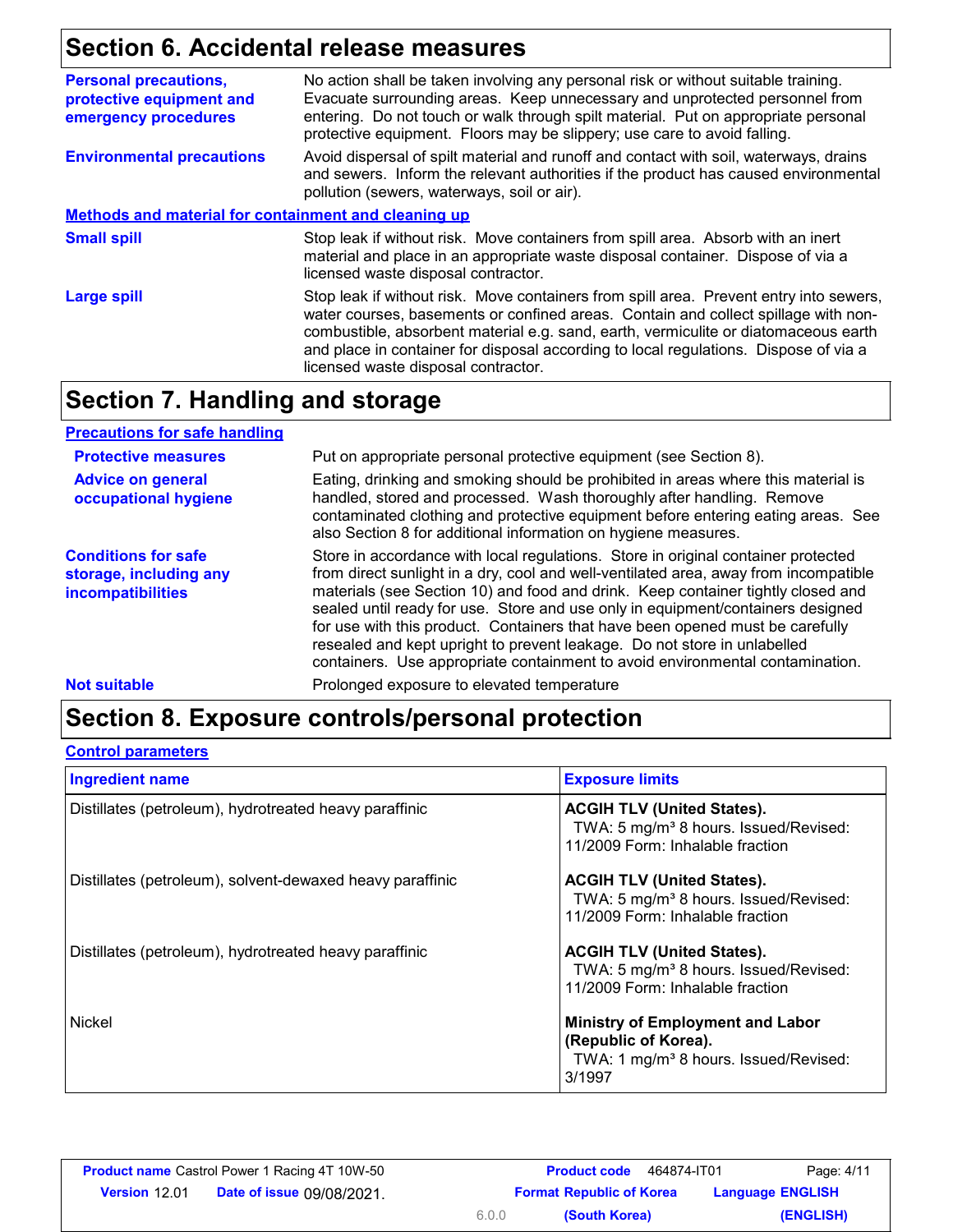## Section 6. Accidental release measures

**Personal precautions, protective equipment and emergency procedures**

No action shall be taken involving any personal risk or without suitable training. Evacuate surrounding areas. Keep unnecessary and unprotected personnel from entering. Do not touch or walk through spilt material. Put on appropriate personal protective equipment. Floors may be slippery; use care to avoid falling.

**Environmental precautions**

Avoid dispersal of spilt material and runoff and contact with soil, waterways, drains and sewers. Inform the relevant authorities if the product has caused environmental pollution (sewers, waterways, soil or air).

**Methods and material for containment and cleaning up**

**Small spill**

Stop leak if without risk. Move containers from spill area. Absorb with an inert material and place in an appropriate waste disposal container. Dispose of via a licensed waste disposal contractor.

**Large spill**

Stop leak if without risk. Move containers from spill area. Prevent entry into sewers, water courses, basements or confined areas. Contain and collect spillage with non-combustible, absorbent material e.g. sand, earth, vermiculite or diatomaceous earth and place in container for disposal according to local regulations. Dispose of via a licensed waste disposal contractor.

## Section 7. Handling and storage

**Precautions for safe handling**

**Protective measures**

Put on appropriate personal protective equipment (see Section 8).

**Advice on general occupational hygiene**

Eating, drinking and smoking should be prohibited in areas where this material is handled, stored and processed. Wash thoroughly after handling. Remove contaminated clothing and protective equipment before entering eating areas. See also Section 8 for additional information on hygiene measures.

**Conditions for safe storage, including any incompatibilities**

Store in accordance with local regulations. Store in original container protected from direct sunlight in a dry, cool and well-ventilated area, away from incompatible materials (see Section 10) and food and drink. Keep container tightly closed and sealed until ready for use. Store and use only in equipment/containers designed for use with this product. Containers that have been opened must be carefully resealed and kept upright to prevent leakage. Do not store in unlabelled containers. Use appropriate containment to avoid environmental contamination.

**Not suitable**

Prolonged exposure to elevated temperature

## Section 8. Exposure controls/personal protection

**Control parameters**

| Ingredient name | Exposure limits |
|---|---|
| Distillates (petroleum), hydrotreated heavy paraffinic | **ACGIH TLV (United States).** TWA: 5 mg/m³ 8 hours. Issued/Revised: 11/2009 Form: Inhalable fraction |
| Distillates (petroleum), solvent-dewaxed heavy paraffinic | **ACGIH TLV (United States).** TWA: 5 mg/m³ 8 hours. Issued/Revised: 11/2009 Form: Inhalable fraction |
| Distillates (petroleum), hydrotreated heavy paraffinic | **ACGIH TLV (United States).** TWA: 5 mg/m³ 8 hours. Issued/Revised: 11/2009 Form: Inhalable fraction |
| Nickel | **Ministry of Employment and Labor (Republic of Korea).** TWA: 1 mg/m³ 8 hours. Issued/Revised: 3/1997 |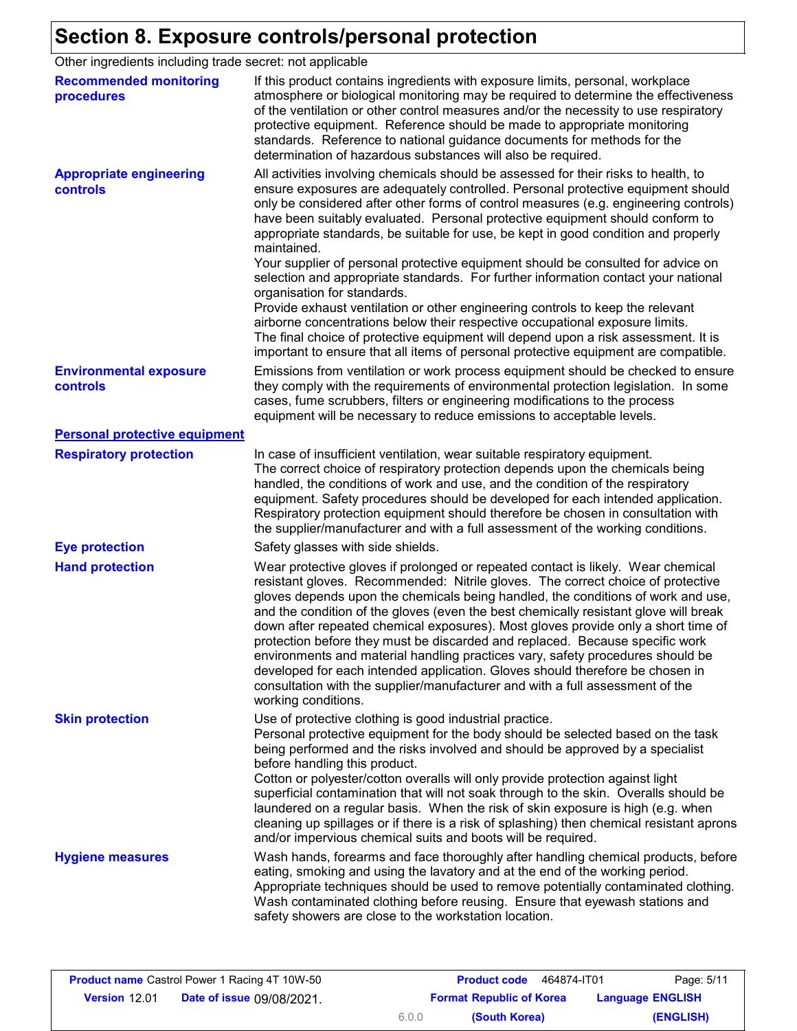# Section 8. Exposure controls/personal protection

Other ingredients including trade secret: not applicable

**Recommended monitoring procedures**

If this product contains ingredients with exposure limits, personal, workplace atmosphere or biological monitoring may be required to determine the effectiveness of the ventilation or other control measures and/or the necessity to use respiratory protective equipment. Reference should be made to appropriate monitoring standards. Reference to national guidance documents for methods for the determination of hazardous substances will also be required.

**Appropriate engineering controls**

All activities involving chemicals should be assessed for their risks to health, to ensure exposures are adequately controlled. Personal protective equipment should only be considered after other forms of control measures (e.g. engineering controls) have been suitably evaluated. Personal protective equipment should conform to appropriate standards, be suitable for use, be kept in good condition and properly maintained.
Your supplier of personal protective equipment should be consulted for advice on selection and appropriate standards. For further information contact your national organisation for standards.
Provide exhaust ventilation or other engineering controls to keep the relevant airborne concentrations below their respective occupational exposure limits.
The final choice of protective equipment will depend upon a risk assessment. It is important to ensure that all items of personal protective equipment are compatible.

**Environmental exposure controls**

Emissions from ventilation or work process equipment should be checked to ensure they comply with the requirements of environmental protection legislation. In some cases, fume scrubbers, filters or engineering modifications to the process equipment will be necessary to reduce emissions to acceptable levels.

## Personal protective equipment

**Respiratory protection**

In case of insufficient ventilation, wear suitable respiratory equipment.
The correct choice of respiratory protection depends upon the chemicals being handled, the conditions of work and use, and the condition of the respiratory equipment. Safety procedures should be developed for each intended application. Respiratory protection equipment should therefore be chosen in consultation with the supplier/manufacturer and with a full assessment of the working conditions.

**Eye protection**

Safety glasses with side shields.

**Hand protection**

Wear protective gloves if prolonged or repeated contact is likely. Wear chemical resistant gloves. Recommended: Nitrile gloves. The correct choice of protective gloves depends upon the chemicals being handled, the conditions of work and use, and the condition of the gloves (even the best chemically resistant glove will break down after repeated chemical exposures). Most gloves provide only a short time of protection before they must be discarded and replaced. Because specific work environments and material handling practices vary, safety procedures should be developed for each intended application. Gloves should therefore be chosen in consultation with the supplier/manufacturer and with a full assessment of the working conditions.

**Skin protection**

Use of protective clothing is good industrial practice.
Personal protective equipment for the body should be selected based on the task being performed and the risks involved and should be approved by a specialist before handling this product.
Cotton or polyester/cotton overalls will only provide protection against light superficial contamination that will not soak through to the skin. Overalls should be laundered on a regular basis. When the risk of skin exposure is high (e.g. when cleaning up spillages or if there is a risk of splashing) then chemical resistant aprons and/or impervious chemical suits and boots will be required.

**Hygiene measures**

Wash hands, forearms and face thoroughly after handling chemical products, before eating, smoking and using the lavatory and at the end of the working period. Appropriate techniques should be used to remove potentially contaminated clothing. Wash contaminated clothing before reusing. Ensure that eyewash stations and safety showers are close to the workstation location.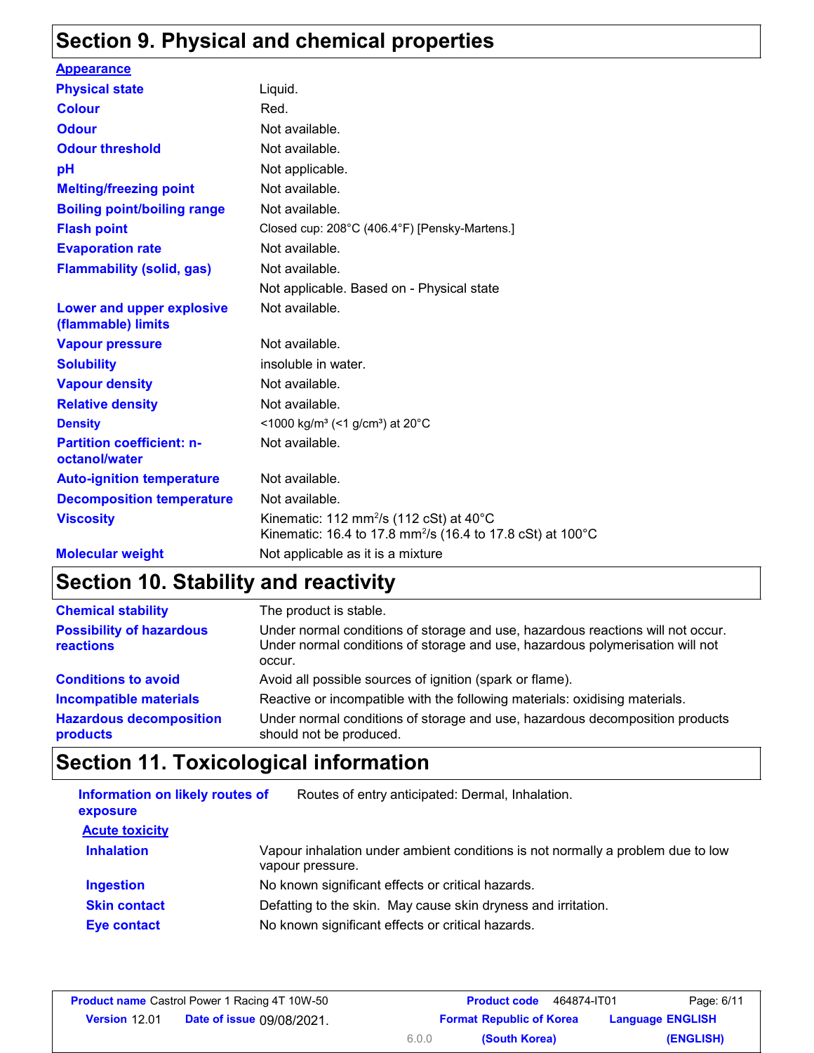## Section 9. Physical and chemical properties

**Appearance**

| | |
|---|---|
| **Physical state** | Liquid. |
| **Colour** | Red. |
| **Odour** | Not available. |
| **Odour threshold** | Not available. |
| **pH** | Not applicable. |
| **Melting/freezing point** | Not available. |
| **Boiling point/boiling range** | Not available. |
| **Flash point** | Closed cup: 208°C (406.4°F) [Pensky-Martens.] |
| **Evaporation rate** | Not available. |
| **Flammability (solid, gas)** | Not available.<br>Not applicable. Based on - Physical state |
| **Lower and upper explosive (flammable) limits** | Not available. |
| **Vapour pressure** | Not available. |
| **Solubility** | insoluble in water. |
| **Vapour density** | Not available. |
| **Relative density** | Not available. |
| **Density** | <1000 kg/m³ (<1 g/cm³) at 20°C |
| **Partition coefficient: n-octanol/water** | Not available. |
| **Auto-ignition temperature** | Not available. |
| **Decomposition temperature** | Not available. |
| **Viscosity** | Kinematic: 112 $mm^2/s$ (112 cSt) at 40°C<br>Kinematic: 16.4 to 17.8 $mm^2/s$ (16.4 to 17.8 cSt) at 100°C |
| **Molecular weight** | Not applicable as it is a mixture |

## Section 10. Stability and reactivity

| | |
|---|---|
| **Chemical stability** | The product is stable. |
| **Possibility of hazardous reactions** | Under normal conditions of storage and use, hazardous reactions will not occur.<br>Under normal conditions of storage and use, hazardous polymerisation will not occur. |
| **Conditions to avoid** | Avoid all possible sources of ignition (spark or flame). |
| **Incompatible materials** | Reactive or incompatible with the following materials: oxidising materials. |
| **Hazardous decomposition products** | Under normal conditions of storage and use, hazardous decomposition products should not be produced. |

## Section 11. Toxicological information

| | |
|---|---|
| **Information on likely routes of exposure** | Routes of entry anticipated: Dermal, Inhalation. |

**Acute toxicity**

| | |
|---|---|
| **Inhalation** | Vapour inhalation under ambient conditions is not normally a problem due to low vapour pressure. |
| **Ingestion** | No known significant effects or critical hazards. |
| **Skin contact** | Defatting to the skin. May cause skin dryness and irritation. |
| **Eye contact** | No known significant effects or critical hazards. |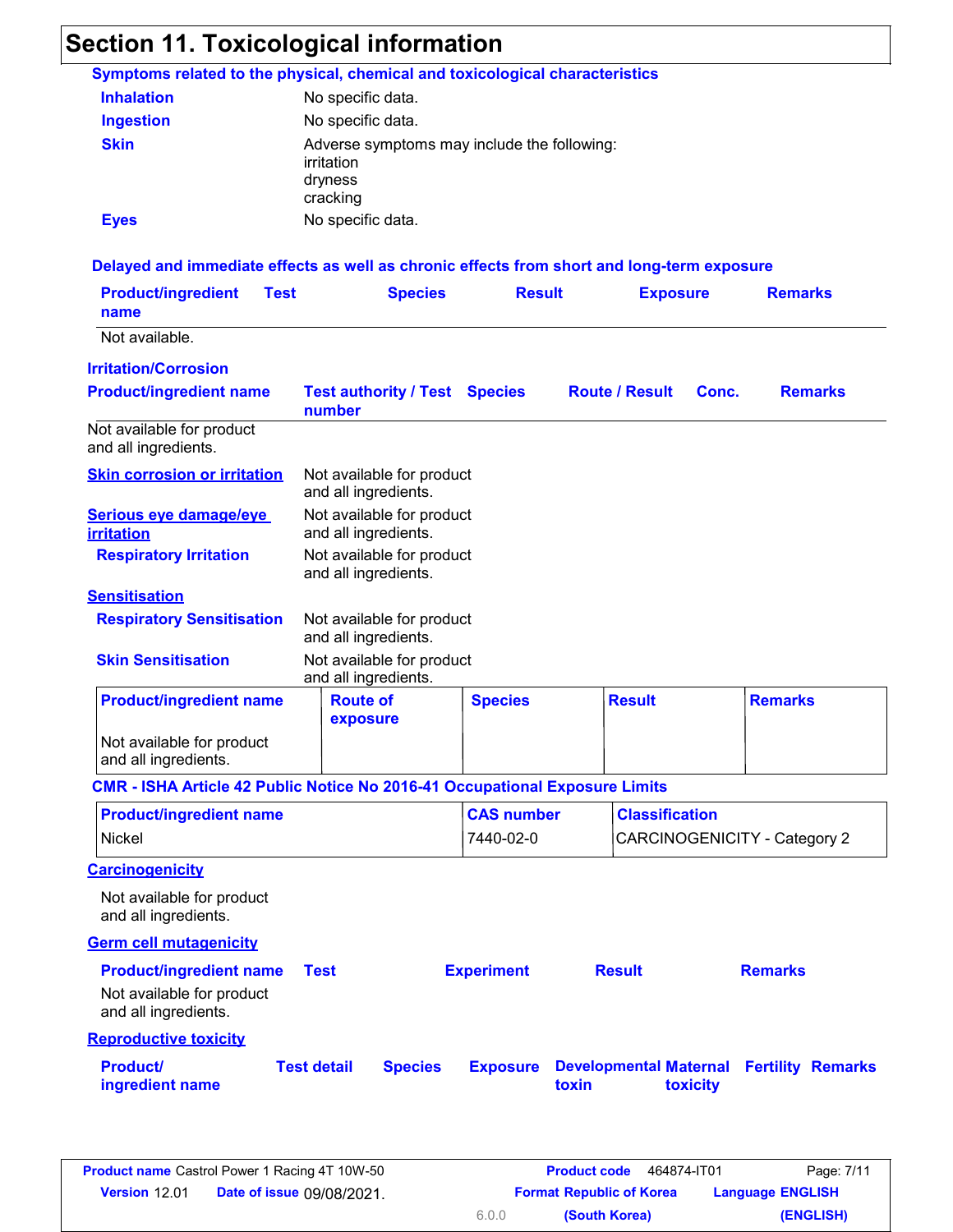# Section 11. Toxicological information

### Symptoms related to the physical, chemical and toxicological characteristics

**Inhalation** No specific data.

**Ingestion** No specific data.

**Skin** Adverse symptoms may include the following:
irritation
dryness
cracking

**Eyes** No specific data.

### Delayed and immediate effects as well as chronic effects from short and long-term exposure

| Product/ingredient name | Test | Species | Result | Exposure | Remarks |
| --- | --- | --- | --- | --- | --- |
| Not available. | | | | | |

### Irritation/Corrosion

| Product/ingredient name | Test authority / Test number | Species | Route / Result | Conc. | Remarks |
| --- | --- | --- | --- | --- | --- |
| Not available for product and all ingredients. | | | | | |

**Skin corrosion or irritation** Not available for product and all ingredients.

**Serious eye damage/eye irritation** Not available for product and all ingredients.

**Respiratory Irritation** Not available for product and all ingredients.

### Sensitisation

**Respiratory Sensitisation** Not available for product and all ingredients.

**Skin Sensitisation** Not available for product and all ingredients.

| Product/ingredient name | Route of exposure | Species | Result | Remarks |
| --- | --- | --- | --- | --- |
| Not available for product and all ingredients. | | | | |

### CMR - ISHA Article 42 Public Notice No 2016-41 Occupational Exposure Limits

| Product/ingredient name | CAS number | Classification |
| --- | --- | --- |
| Nickel | 7440-02-0 | CARCINOGENICITY - Category 2 |

### Carcinogenicity

Not available for product and all ingredients.

### Germ cell mutagenicity

| Product/ingredient name | Test | Experiment | Result | Remarks |
| --- | --- | --- | --- | --- |
| Not available for product and all ingredients. | | | | |

### Reproductive toxicity

| Product/ ingredient name | Test detail | Species | Exposure | Developmental toxin | Maternal toxicity | Fertility | Remarks |
| --- | --- | --- | --- | --- | --- | --- | --- |

| **Product name** Castrol Power 1 Racing 4T 10W-50 | **Product code** 464874-IT01 | Page: 7/11 |
| --- | --- | --- |
| **Version** 12.01 **Date of issue** 09/08/2021. 6.0.0 | **Format** Republic of Korea (South Korea) | **Language** ENGLISH (ENGLISH) |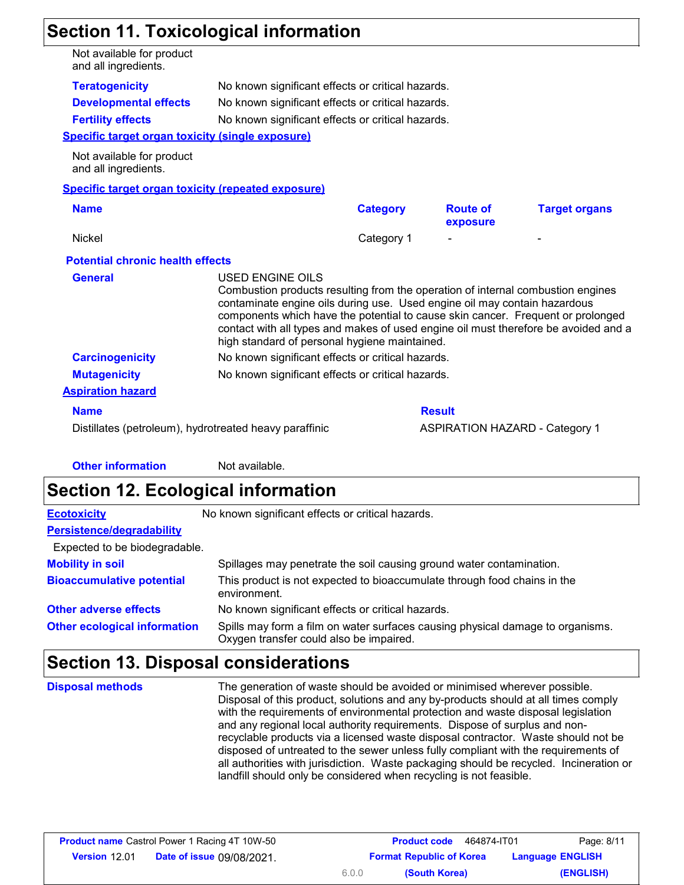## Section 11. Toxicological information

Not available for product and all ingredients.

**Teratogenicity** No known significant effects or critical hazards.

**Developmental effects** No known significant effects or critical hazards.

**Fertility effects** No known significant effects or critical hazards.

**Specific target organ toxicity (single exposure)**

Not available for product and all ingredients.

**Specific target organ toxicity (repeated exposure)**

| Name | Category | Route of exposure | Target organs |
| --- | --- | --- | --- |
| Nickel | Category 1 | - | - |

**Potential chronic health effects**

**General** USED ENGINE OILS
Combustion products resulting from the operation of internal combustion engines contaminate engine oils during use. Used engine oil may contain hazardous components which have the potential to cause skin cancer. Frequent or prolonged contact with all types and makes of used engine oil must therefore be avoided and a high standard of personal hygiene maintained.

**Carcinogenicity** No known significant effects or critical hazards.

**Mutagenicity** No known significant effects or critical hazards.

**Aspiration hazard**

| Name | Result |
| --- | --- |
| Distillates (petroleum), hydrotreated heavy paraffinic | ASPIRATION HAZARD - Category 1 |

**Other information** Not available.

## Section 12. Ecological information

**Ecotoxicity** No known significant effects or critical hazards.

**Persistence/degradability**

Expected to be biodegradable.

**Mobility in soil** Spillages may penetrate the soil causing ground water contamination.

**Bioaccumulative potential** This product is not expected to bioaccumulate through food chains in the environment.

**Other adverse effects** No known significant effects or critical hazards.

**Other ecological information** Spills may form a film on water surfaces causing physical damage to organisms. Oxygen transfer could also be impaired.

## Section 13. Disposal considerations

**Disposal methods** The generation of waste should be avoided or minimised wherever possible. Disposal of this product, solutions and any by-products should at all times comply with the requirements of environmental protection and waste disposal legislation and any regional local authority requirements. Dispose of surplus and non-recyclable products via a licensed waste disposal contractor. Waste should not be disposed of untreated to the sewer unless fully compliant with the requirements of all authorities with jurisdiction. Waste packaging should be recycled. Incineration or landfill should only be considered when recycling is not feasible.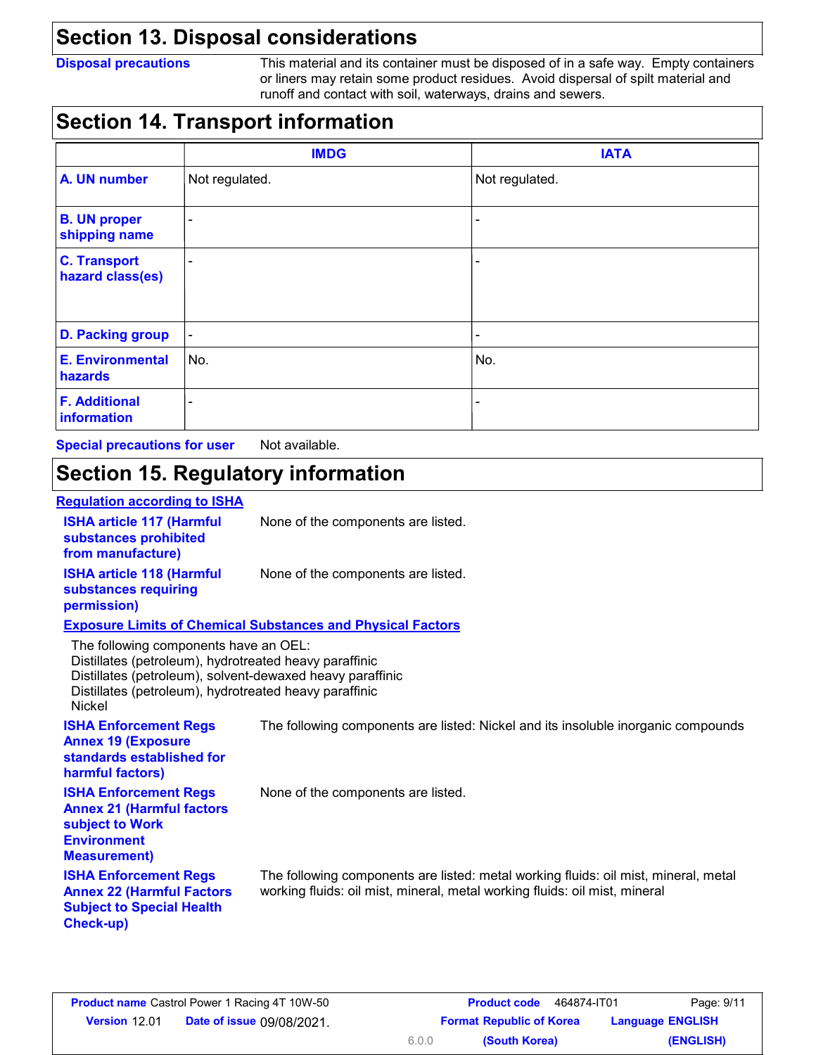## Section 13. Disposal considerations

**Disposal precautions** This material and its container must be disposed of in a safe way. Empty containers or liners may retain some product residues. Avoid dispersal of spilt material and runoff and contact with soil, waterways, drains and sewers.

## Section 14. Transport information

| | IMDG | IATA |
|---|---|---|
| **A. UN number** | Not regulated. | Not regulated. |
| **B. UN proper shipping name** | - | - |
| **C. Transport hazard class(es)** | - | - |
| **D. Packing group** | - | - |
| **E. Environmental hazards** | No. | No. |
| **F. Additional information** | - | - |

**Special precautions for user** Not available.

## Section 15. Regulatory information

**Regulation according to ISHA**

**ISHA article 117 (Harmful substances prohibited from manufacture)** None of the components are listed.

**ISHA article 118 (Harmful substances requiring permission)** None of the components are listed.

**Exposure Limits of Chemical Substances and Physical Factors**

The following components have an OEL:
Distillates (petroleum), hydrotreated heavy paraffinic
Distillates (petroleum), solvent-dewaxed heavy paraffinic
Distillates (petroleum), hydrotreated heavy paraffinic
Nickel

**ISHA Enforcement Regs Annex 19 (Exposure standards established for harmful factors)** The following components are listed: Nickel and its insoluble inorganic compounds

**ISHA Enforcement Regs Annex 21 (Harmful factors subject to Work Environment Measurement)** None of the components are listed.

**ISHA Enforcement Regs Annex 22 (Harmful Factors Subject to Special Health Check-up)** The following components are listed: metal working fluids: oil mist, mineral, metal working fluids: oil mist, mineral, metal working fluids: oil mist, mineral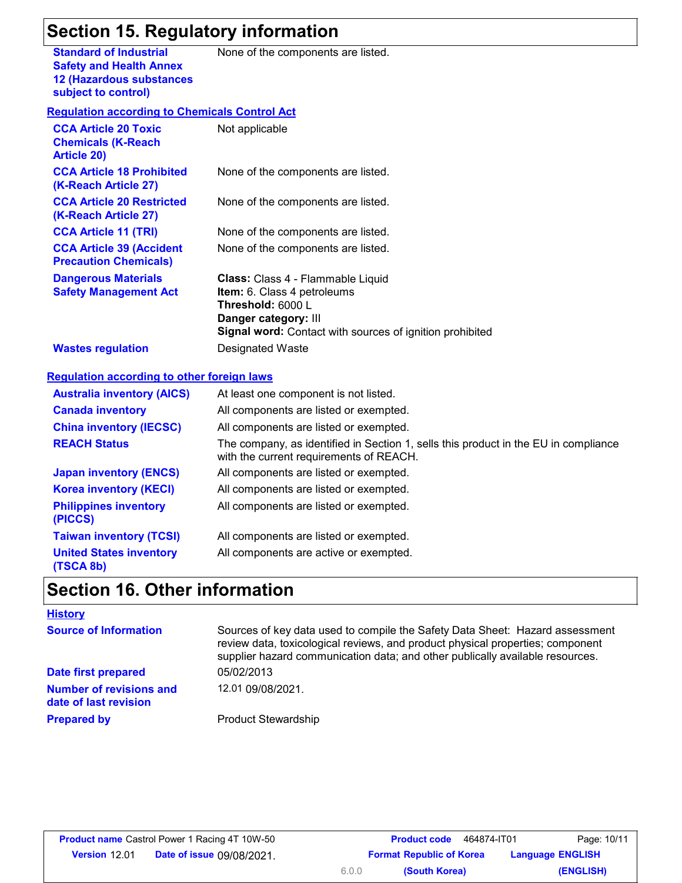## Section 15. Regulatory information

| | |
|---|---|
| **Standard of Industrial Safety and Health Annex 12 (Hazardous substances subject to control)** | None of the components are listed. |

**Regulation according to Chemicals Control Act**

| | |
|---|---|
| **CCA Article 20 Toxic Chemicals (K-Reach Article 20)** | Not applicable |
| **CCA Article 18 Prohibited (K-Reach Article 27)** | None of the components are listed. |
| **CCA Article 20 Restricted (K-Reach Article 27)** | None of the components are listed. |
| **CCA Article 11 (TRI)** | None of the components are listed. |
| **CCA Article 39 (Accident Precaution Chemicals)** | None of the components are listed. |
| **Dangerous Materials Safety Management Act** | **Class:** Class 4 - Flammable Liquid<br>**Item:** 6. Class 4 petroleums<br>**Threshold:** 6000 L<br>**Danger category:** III<br>**Signal word:** Contact with sources of ignition prohibited |
| **Wastes regulation** | Designated Waste |

**Regulation according to other foreign laws**

| | |
|---|---|
| **Australia inventory (AICS)** | At least one component is not listed. |
| **Canada inventory** | All components are listed or exempted. |
| **China inventory (IECSC)** | All components are listed or exempted. |
| **REACH Status** | The company, as identified in Section 1, sells this product in the EU in compliance with the current requirements of REACH. |
| **Japan inventory (ENCS)** | All components are listed or exempted. |
| **Korea inventory (KECI)** | All components are listed or exempted. |
| **Philippines inventory (PICCS)** | All components are listed or exempted. |
| **Taiwan inventory (TCSI)** | All components are listed or exempted. |
| **United States inventory (TSCA 8b)** | All components are active or exempted. |

## Section 16. Other information

**History**

| | |
|---|---|
| **Source of Information** | Sources of key data used to compile the Safety Data Sheet: Hazard assessment review data, toxicological reviews, and product physical properties; component supplier hazard communication data; and other publically available resources. |
| **Date first prepared** | 05/02/2013 |
| **Number of revisions and date of last revision** | 12.01 09/08/2021. |
| **Prepared by** | Product Stewardship |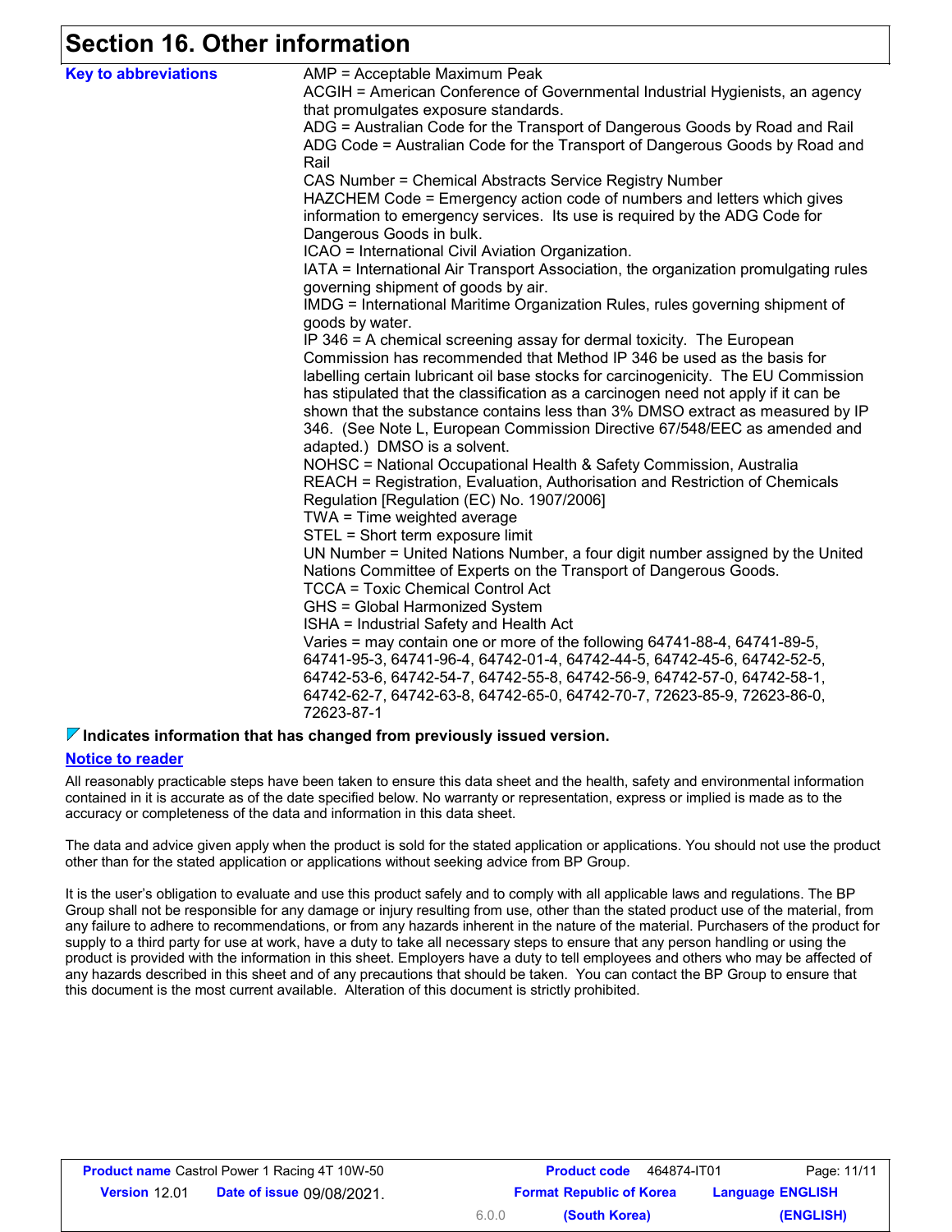# Section 16. Other information

**Key to abbreviations**

AMP = Acceptable Maximum Peak
ACGIH = American Conference of Governmental Industrial Hygienists, an agency that promulgates exposure standards.
ADG = Australian Code for the Transport of Dangerous Goods by Road and Rail
ADG Code = Australian Code for the Transport of Dangerous Goods by Road and Rail
CAS Number = Chemical Abstracts Service Registry Number
HAZCHEM Code = Emergency action code of numbers and letters which gives information to emergency services. Its use is required by the ADG Code for Dangerous Goods in bulk.
ICAO = International Civil Aviation Organization.
IATA = International Air Transport Association, the organization promulgating rules governing shipment of goods by air.
IMDG = International Maritime Organization Rules, rules governing shipment of goods by water.
IP 346 = A chemical screening assay for dermal toxicity. The European Commission has recommended that Method IP 346 be used as the basis for labelling certain lubricant oil base stocks for carcinogenicity. The EU Commission has stipulated that the classification as a carcinogen need not apply if it can be shown that the substance contains less than 3% DMSO extract as measured by IP 346. (See Note L, European Commission Directive 67/548/EEC as amended and adapted.) DMSO is a solvent.
NOHSC = National Occupational Health & Safety Commission, Australia
REACH = Registration, Evaluation, Authorisation and Restriction of Chemicals Regulation [Regulation (EC) No. 1907/2006]
TWA = Time weighted average
STEL = Short term exposure limit
UN Number = United Nations Number, a four digit number assigned by the United Nations Committee of Experts on the Transport of Dangerous Goods.
TCCA = Toxic Chemical Control Act
GHS = Global Harmonized System
ISHA = Industrial Safety and Health Act
Varies = may contain one or more of the following 64741-88-4, 64741-89-5, 64741-95-3, 64741-96-4, 64742-01-4, 64742-44-5, 64742-45-6, 64742-52-5, 64742-53-6, 64742-54-7, 64742-55-8, 64742-56-9, 64742-57-0, 64742-58-1, 64742-62-7, 64742-63-8, 64742-65-0, 64742-70-7, 72623-85-9, 72623-86-0, 72623-87-1

**Indicates information that has changed from previously issued version.**

**Notice to reader**

All reasonably practicable steps have been taken to ensure this data sheet and the health, safety and environmental information contained in it is accurate as of the date specified below. No warranty or representation, express or implied is made as to the accuracy or completeness of the data and information in this data sheet.

The data and advice given apply when the product is sold for the stated application or applications. You should not use the product other than for the stated application or applications without seeking advice from BP Group.

It is the user's obligation to evaluate and use this product safely and to comply with all applicable laws and regulations. The BP Group shall not be responsible for any damage or injury resulting from use, other than the stated product use of the material, from any failure to adhere to recommendations, or from any hazards inherent in the nature of the material. Purchasers of the product for supply to a third party for use at work, have a duty to take all necessary steps to ensure that any person handling or using the product is provided with the information in this sheet. Employers have a duty to tell employees and others who may be affected of any hazards described in this sheet and of any precautions that should be taken. You can contact the BP Group to ensure that this document is the most current available. Alteration of this document is strictly prohibited.